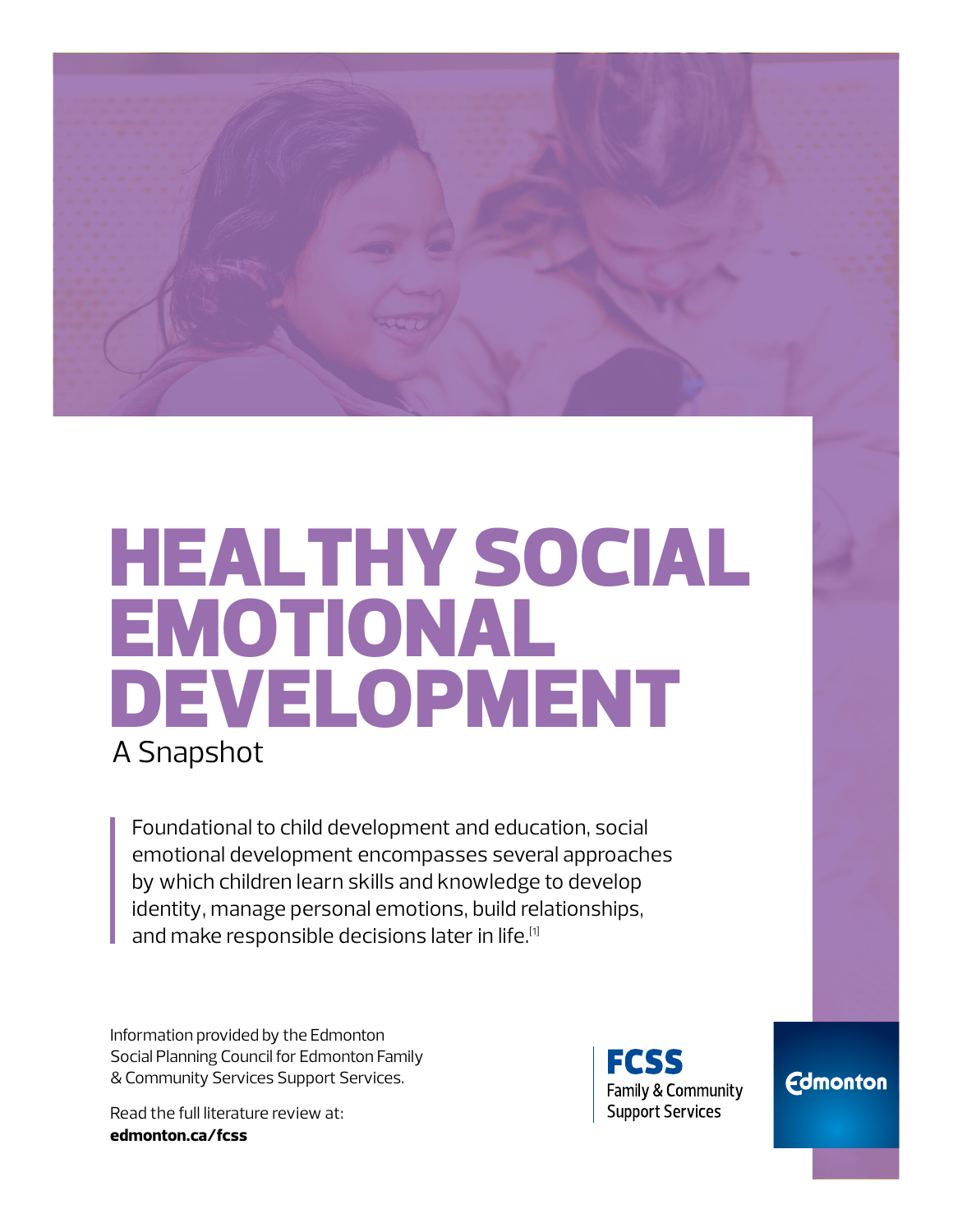# HEALTHY SOCIAL EMOTIONAL DEVELOPMENT

A Snapshot

Foundational to child development and education, social emotional development encompasses several approaches by which children learn skills and knowledge to develop identity, manage personal emotions, build relationships, and make responsible decisions later in life.[1]

Information provided by the Edmonton Social Planning Council for Edmonton Family & Community Services Support Services.

Read the full literature review at:
**edmonton.ca/fcss**

FCSS
Family & Community Support Services

Edmonton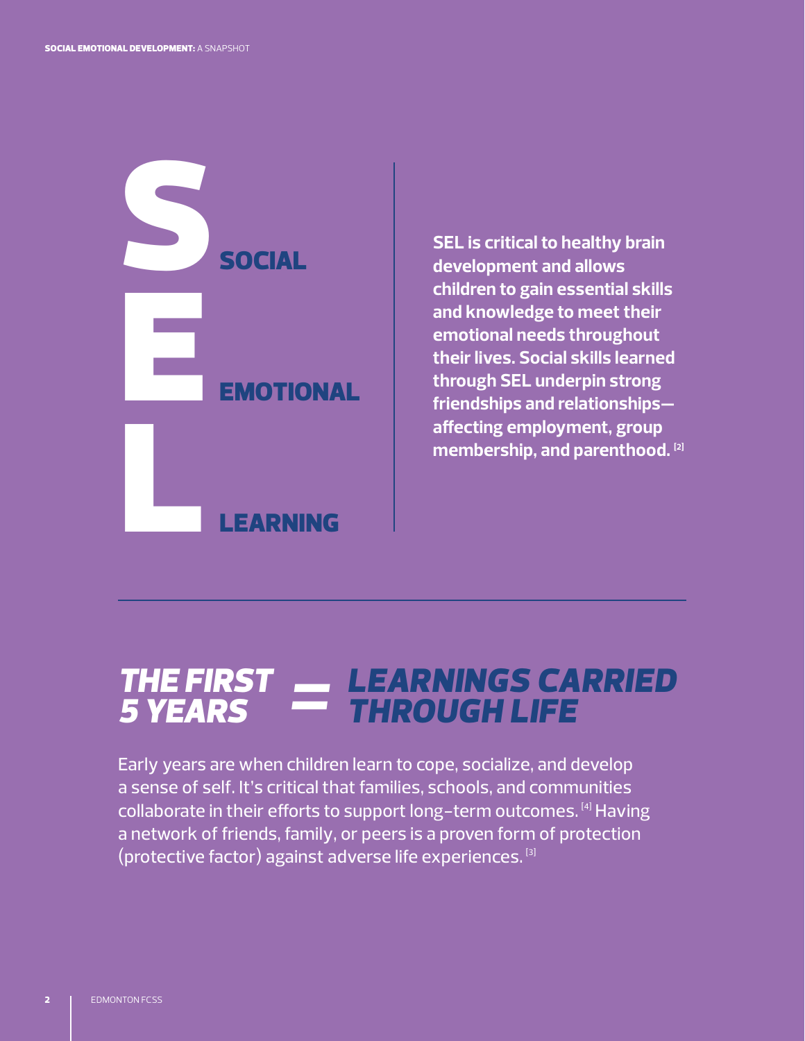# S SOCIAL
# E EMOTIONAL
# L LEARNING

**SEL is critical to healthy brain development and allows children to gain essential skills and knowledge to meet their emotional needs throughout their lives. Social skills learned through SEL underpin strong friendships and relationships—affecting employment, group membership, and parenthood. [2]**

## *THE FIRST 5 YEARS = LEARNINGS CARRIED THROUGH LIFE*

Early years are when children learn to cope, socialize, and develop a sense of self. It's critical that families, schools, and communities collaborate in their efforts to support long-term outcomes. [4] Having a network of friends, family, or peers is a proven form of protection (protective factor) against adverse life experiences. [3]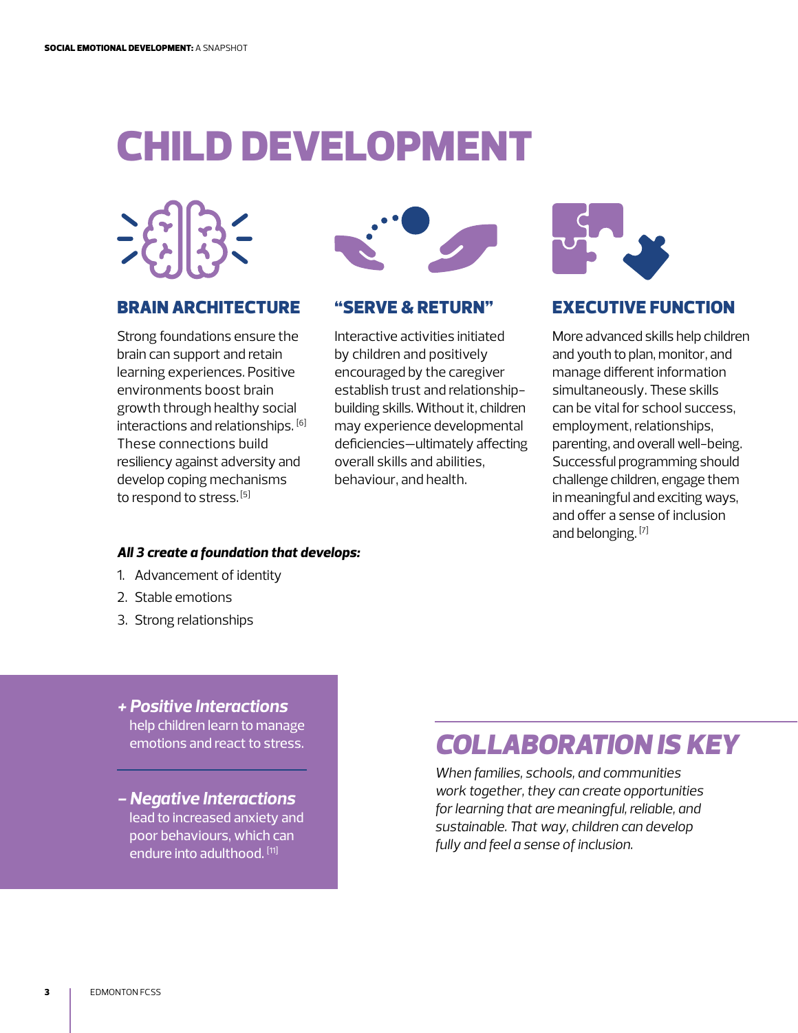# CHILD DEVELOPMENT

## BRAIN ARCHITECTURE

Strong foundations ensure the brain can support and retain learning experiences. Positive environments boost brain growth through healthy social interactions and relationships. [6] These connections build resiliency against adversity and develop coping mechanisms to respond to stress. [5]

## "SERVE & RETURN"

Interactive activities initiated by children and positively encouraged by the caregiver establish trust and relationship-building skills. Without it, children may experience developmental deficiencies—ultimately affecting overall skills and abilities, behaviour, and health.

## EXECUTIVE FUNCTION

More advanced skills help children and youth to plan, monitor, and manage different information simultaneously. These skills can be vital for school success, employment, relationships, parenting, and overall well-being. Successful programming should challenge children, engage them in meaningful and exciting ways, and offer a sense of inclusion and belonging. [7]

***All 3 create a foundation that develops:***

1. Advancement of identity
2. Stable emotions
3. Strong relationships

***+ Positive Interactions*** help children learn to manage emotions and react to stress.

***– Negative Interactions*** lead to increased anxiety and poor behaviours, which can endure into adulthood. [11]

## *COLLABORATION IS KEY*

*When families, schools, and communities work together, they can create opportunities for learning that are meaningful, reliable, and sustainable. That way, children can develop fully and feel a sense of inclusion.*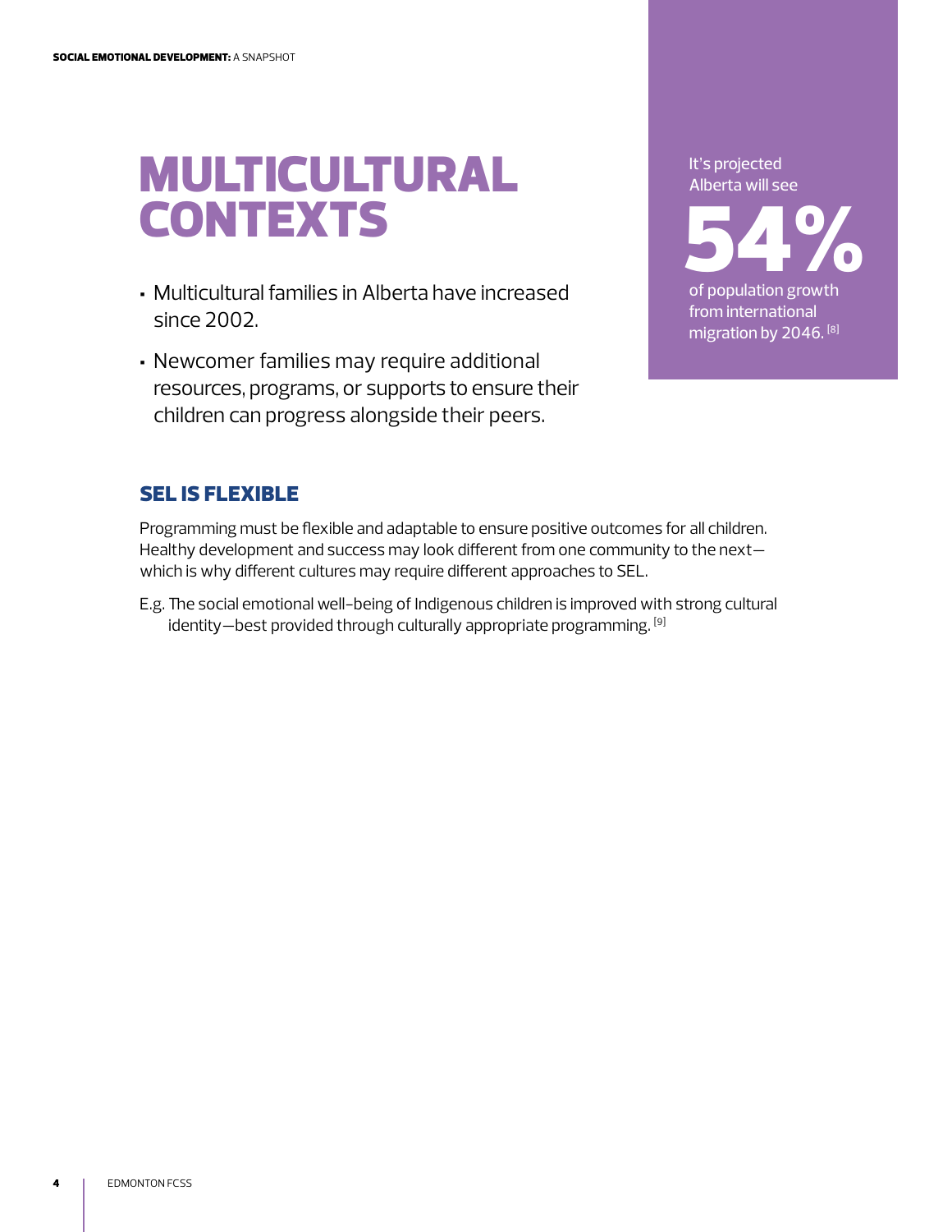# MULTICULTURAL CONTEXTS

- Multicultural families in Alberta have increased since 2002.
- Newcomer families may require additional resources, programs, or supports to ensure their children can progress alongside their peers.

It's projected Alberta will see

**54%**

of population growth from international migration by 2046. [8]

## SEL IS FLEXIBLE

Programming must be flexible and adaptable to ensure positive outcomes for all children. Healthy development and success may look different from one community to the next—which is why different cultures may require different approaches to SEL.

E.g. The social emotional well-being of Indigenous children is improved with strong cultural identity—best provided through culturally appropriate programming. [9]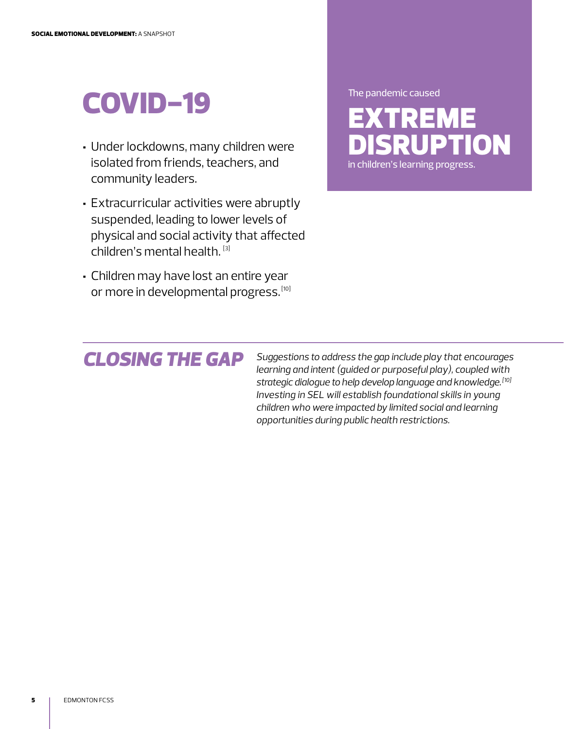# COVID-19

- Under lockdowns, many children were isolated from friends, teachers, and community leaders.
- Extracurricular activities were abruptly suspended, leading to lower levels of physical and social activity that affected children's mental health. [3]
- Children may have lost an entire year or more in developmental progress.[10]

The pandemic caused

**EXTREME DISRUPTION**

in children's learning progress.

## *CLOSING THE GAP*

*Suggestions to address the gap include play that encourages learning and intent (guided or purposeful play), coupled with strategic dialogue to help develop language and knowledge.[10] Investing in SEL will establish foundational skills in young children who were impacted by limited social and learning opportunities during public health restrictions.*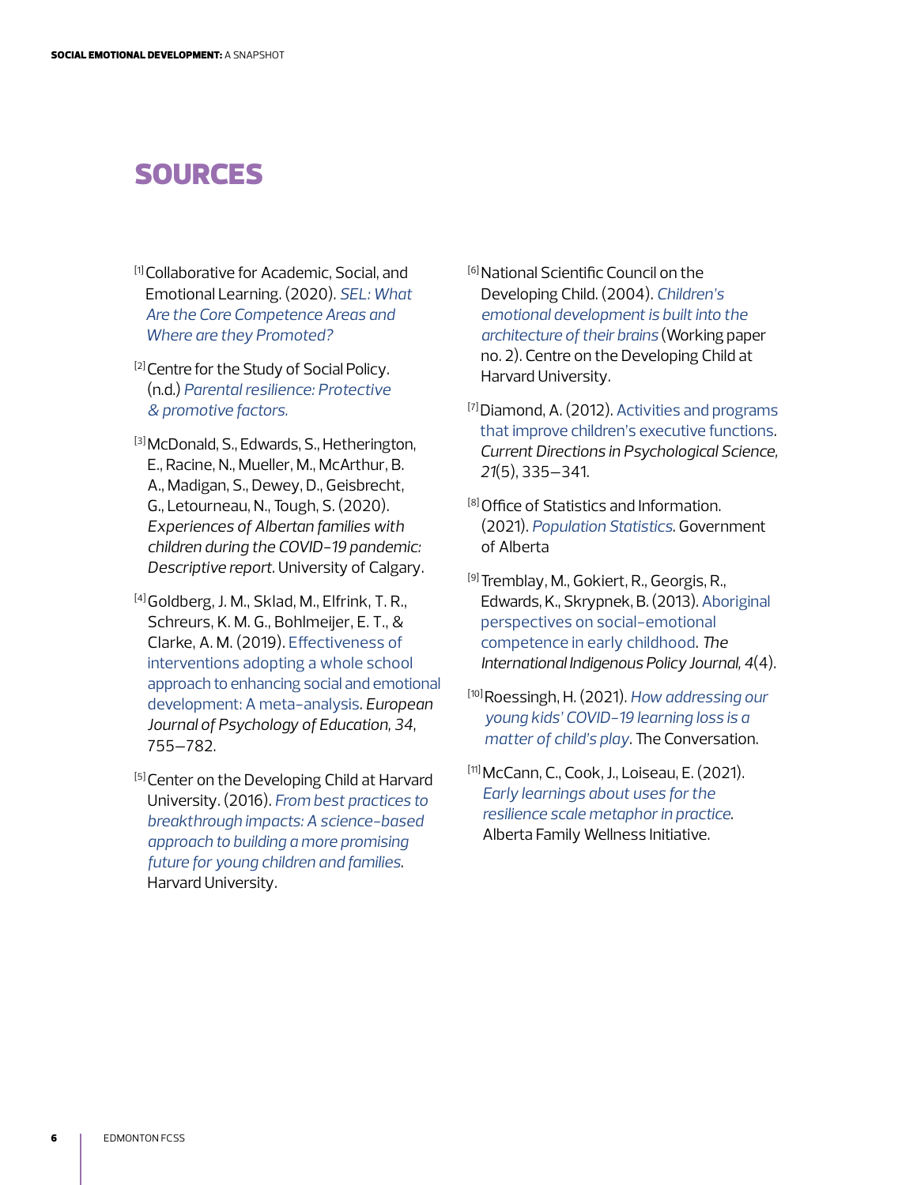# SOURCES

[1] Collaborative for Academic, Social, and Emotional Learning. (2020). *SEL: What Are the Core Competence Areas and Where are they Promoted?*

[2] Centre for the Study of Social Policy. (n.d.) *Parental resilience: Protective & promotive factors.*

[3] McDonald, S., Edwards, S., Hetherington, E., Racine, N., Mueller, M., McArthur, B. A., Madigan, S., Dewey, D., Geisbrecht, G., Letourneau, N., Tough, S. (2020). *Experiences of Albertan families with children during the COVID-19 pandemic: Descriptive report*. University of Calgary.

[4] Goldberg, J. M., Sklad, M., Elfrink, T. R., Schreurs, K. M. G., Bohlmeijer, E. T., & Clarke, A. M. (2019). Effectiveness of interventions adopting a whole school approach to enhancing social and emotional development: A meta-analysis. *European Journal of Psychology of Education, 34*, 755–782.

[5] Center on the Developing Child at Harvard University. (2016). *From best practices to breakthrough impacts: A science-based approach to building a more promising future for young children and families*. Harvard University.

[6] National Scientific Council on the Developing Child. (2004). *Children's emotional development is built into the architecture of their brains* (Working paper no. 2). Centre on the Developing Child at Harvard University.

[7] Diamond, A. (2012). Activities and programs that improve children's executive functions. *Current Directions in Psychological Science, 21*(5), 335–341.

[8] Office of Statistics and Information. (2021). *Population Statistics*. Government of Alberta

[9] Tremblay, M., Gokiert, R., Georgis, R., Edwards, K., Skrypnek, B. (2013). Aboriginal perspectives on social-emotional competence in early childhood. *The International Indigenous Policy Journal, 4*(4).

[10] Roessingh, H. (2021). *How addressing our young kids' COVID-19 learning loss is a matter of child's play*. The Conversation.

[11] McCann, C., Cook, J., Loiseau, E. (2021). *Early learnings about uses for the resilience scale metaphor in practice*. Alberta Family Wellness Initiative.